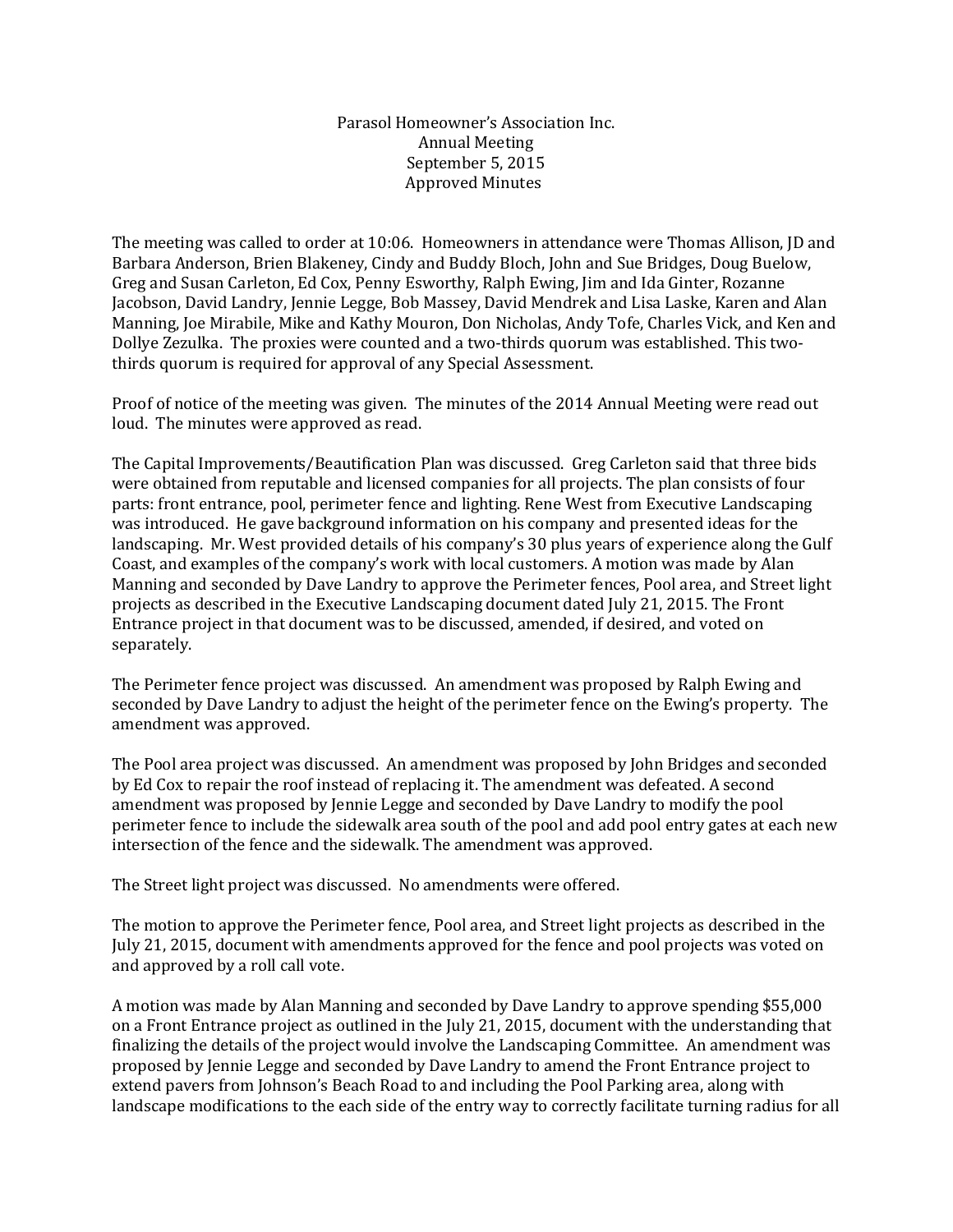Parasol Homeowner's Association Inc.
Annual Meeting
September 5, 2015
Approved Minutes

The meeting was called to order at 10:06. Homeowners in attendance were Thomas Allison, JD and Barbara Anderson, Brien Blakeney, Cindy and Buddy Bloch, John and Sue Bridges, Doug Buelow, Greg and Susan Carleton, Ed Cox, Penny Esworthy, Ralph Ewing, Jim and Ida Ginter, Rozanne Jacobson, David Landry, Jennie Legge, Bob Massey, David Mendrek and Lisa Laske, Karen and Alan Manning, Joe Mirabile, Mike and Kathy Mouron, Don Nicholas, Andy Tofe, Charles Vick, and Ken and Dollye Zezulka. The proxies were counted and a two-thirds quorum was established. This two-thirds quorum is required for approval of any Special Assessment.

Proof of notice of the meeting was given. The minutes of the 2014 Annual Meeting were read out loud. The minutes were approved as read.

The Capital Improvements/Beautification Plan was discussed. Greg Carleton said that three bids were obtained from reputable and licensed companies for all projects. The plan consists of four parts: front entrance, pool, perimeter fence and lighting. Rene West from Executive Landscaping was introduced. He gave background information on his company and presented ideas for the landscaping. Mr. West provided details of his company's 30 plus years of experience along the Gulf Coast, and examples of the company's work with local customers. A motion was made by Alan Manning and seconded by Dave Landry to approve the Perimeter fences, Pool area, and Street light projects as described in the Executive Landscaping document dated July 21, 2015. The Front Entrance project in that document was to be discussed, amended, if desired, and voted on separately.

The Perimeter fence project was discussed. An amendment was proposed by Ralph Ewing and seconded by Dave Landry to adjust the height of the perimeter fence on the Ewing's property. The amendment was approved.

The Pool area project was discussed. An amendment was proposed by John Bridges and seconded by Ed Cox to repair the roof instead of replacing it. The amendment was defeated. A second amendment was proposed by Jennie Legge and seconded by Dave Landry to modify the pool perimeter fence to include the sidewalk area south of the pool and add pool entry gates at each new intersection of the fence and the sidewalk. The amendment was approved.

The Street light project was discussed. No amendments were offered.

The motion to approve the Perimeter fence, Pool area, and Street light projects as described in the July 21, 2015, document with amendments approved for the fence and pool projects was voted on and approved by a roll call vote.

A motion was made by Alan Manning and seconded by Dave Landry to approve spending $55,000 on a Front Entrance project as outlined in the July 21, 2015, document with the understanding that finalizing the details of the project would involve the Landscaping Committee. An amendment was proposed by Jennie Legge and seconded by Dave Landry to amend the Front Entrance project to extend pavers from Johnson's Beach Road to and including the Pool Parking area, along with landscape modifications to the each side of the entry way to correctly facilitate turning radius for all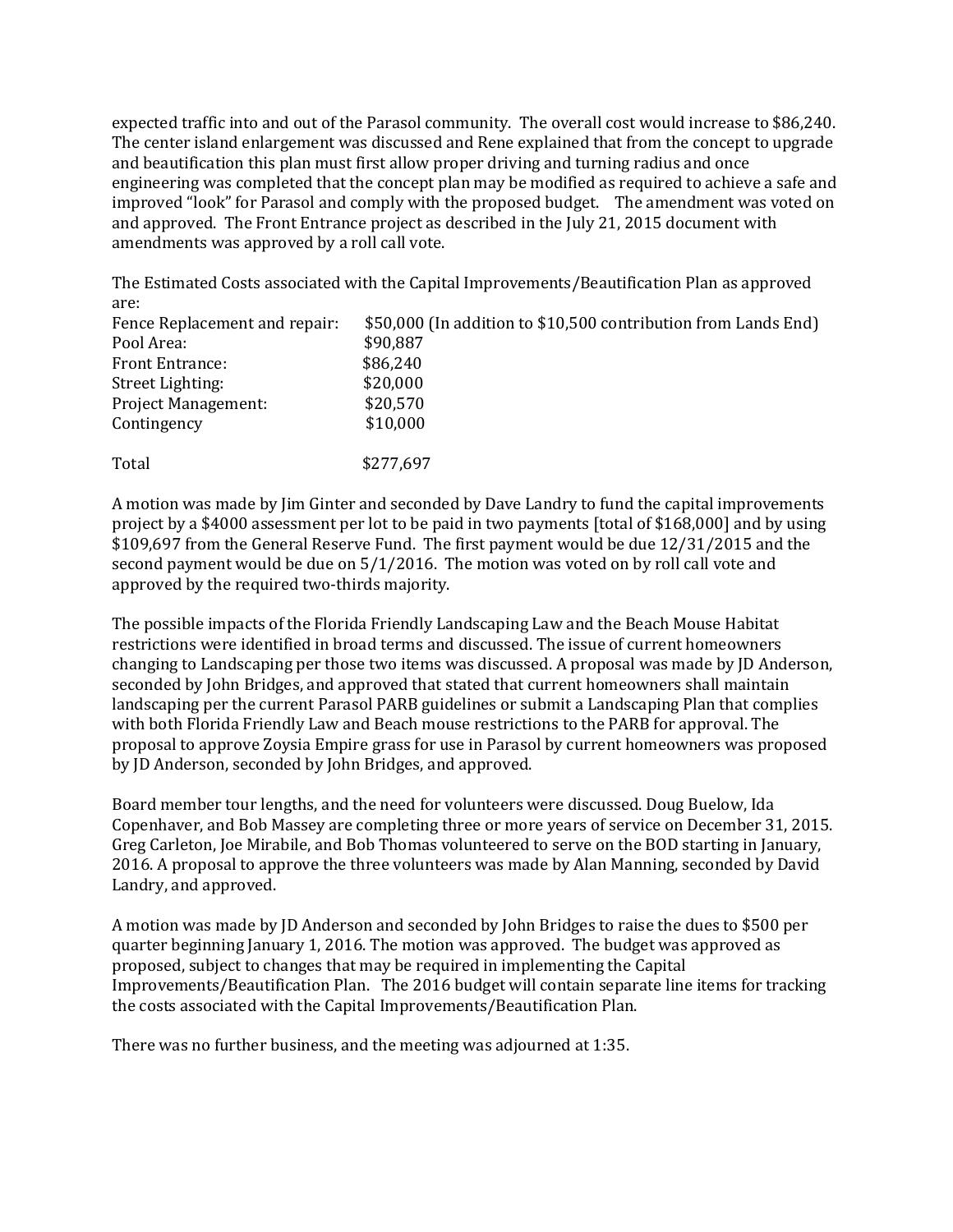expected traffic into and out of the Parasol community. The overall cost would increase to $86,240. The center island enlargement was discussed and Rene explained that from the concept to upgrade and beautification this plan must first allow proper driving and turning radius and once engineering was completed that the concept plan may be modified as required to achieve a safe and improved "look" for Parasol and comply with the proposed budget. The amendment was voted on and approved. The Front Entrance project as described in the July 21, 2015 document with amendments was approved by a roll call vote.

The Estimated Costs associated with the Capital Improvements/Beautification Plan as approved are:

| | |
|---|---|
| Fence Replacement and repair: | $50,000 (In addition to $10,500 contribution from Lands End) |
| Pool Area: | $90,887 |
| Front Entrance: | $86,240 |
| Street Lighting: | $20,000 |
| Project Management: | $20,570 |
| Contingency | $10,000 |
| Total | $277,697 |

A motion was made by Jim Ginter and seconded by Dave Landry to fund the capital improvements project by a $4000 assessment per lot to be paid in two payments [total of $168,000] and by using $109,697 from the General Reserve Fund. The first payment would be due 12/31/2015 and the second payment would be due on 5/1/2016. The motion was voted on by roll call vote and approved by the required two-thirds majority.

The possible impacts of the Florida Friendly Landscaping Law and the Beach Mouse Habitat restrictions were identified in broad terms and discussed. The issue of current homeowners changing to Landscaping per those two items was discussed. A proposal was made by JD Anderson, seconded by John Bridges, and approved that stated that current homeowners shall maintain landscaping per the current Parasol PARB guidelines or submit a Landscaping Plan that complies with both Florida Friendly Law and Beach mouse restrictions to the PARB for approval. The proposal to approve Zoysia Empire grass for use in Parasol by current homeowners was proposed by JD Anderson, seconded by John Bridges, and approved.

Board member tour lengths, and the need for volunteers were discussed. Doug Buelow, Ida Copenhaver, and Bob Massey are completing three or more years of service on December 31, 2015. Greg Carleton, Joe Mirabile, and Bob Thomas volunteered to serve on the BOD starting in January, 2016. A proposal to approve the three volunteers was made by Alan Manning, seconded by David Landry, and approved.

A motion was made by JD Anderson and seconded by John Bridges to raise the dues to $500 per quarter beginning January 1, 2016. The motion was approved. The budget was approved as proposed, subject to changes that may be required in implementing the Capital Improvements/Beautification Plan. The 2016 budget will contain separate line items for tracking the costs associated with the Capital Improvements/Beautification Plan.

There was no further business, and the meeting was adjourned at 1:35.